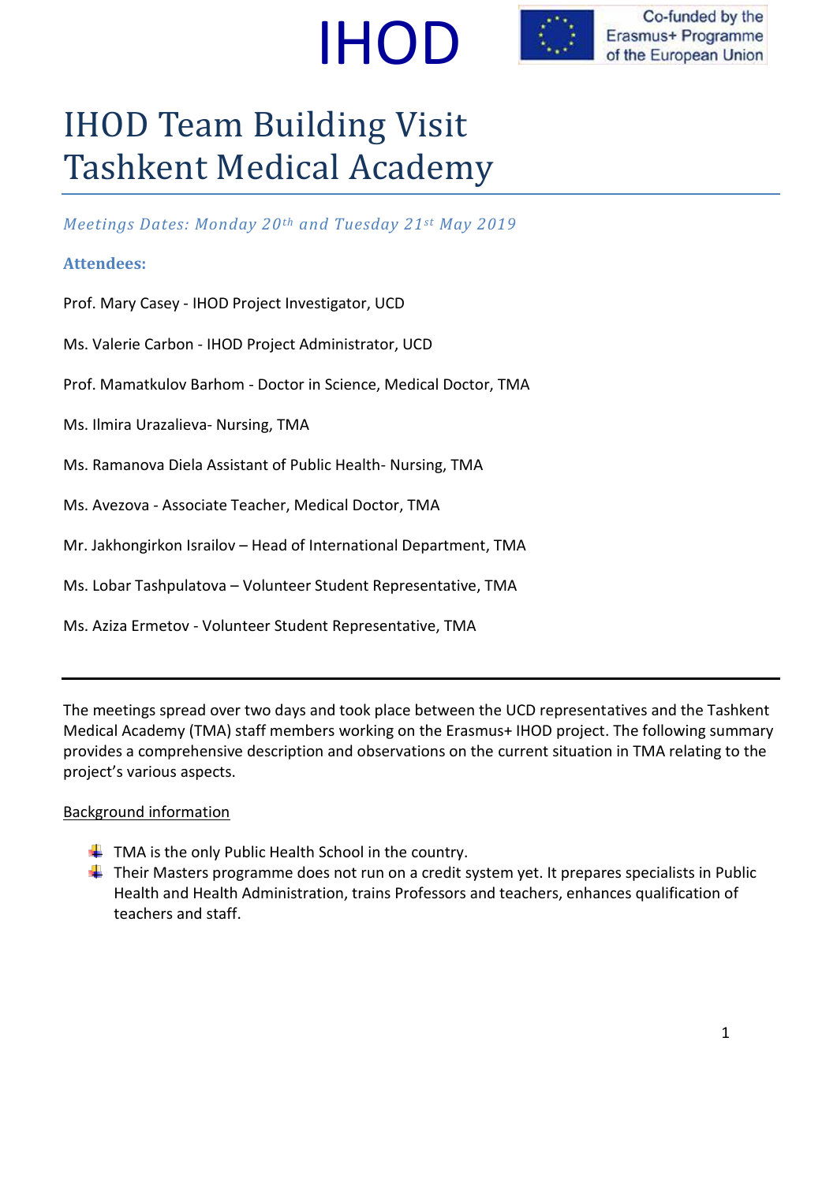IHOD

Co-funded by the Erasmus+ Programme of the European Union

# IHOD Team Building Visit Tashkent Medical Academy

*Meetings Dates: Monday 20th and Tuesday 21st May 2019*

**Attendees:**

Prof. Mary Casey - IHOD Project Investigator, UCD

Ms. Valerie Carbon - IHOD Project Administrator, UCD

Prof. Mamatkulov Barhom - Doctor in Science, Medical Doctor, TMA

Ms. Ilmira Urazalieva- Nursing, TMA

Ms. Ramanova Diela Assistant of Public Health- Nursing, TMA

Ms. Avezova - Associate Teacher, Medical Doctor, TMA

Mr. Jakhongirkon Israilov – Head of International Department, TMA

Ms. Lobar Tashpulatova – Volunteer Student Representative, TMA

Ms. Aziza Ermetov - Volunteer Student Representative, TMA

---

The meetings spread over two days and took place between the UCD representatives and the Tashkent Medical Academy (TMA) staff members working on the Erasmus+ IHOD project. The following summary provides a comprehensive description and observations on the current situation in TMA relating to the project's various aspects.

<u>Background information</u>

- TMA is the only Public Health School in the country.
- Their Masters programme does not run on a credit system yet. It prepares specialists in Public Health and Health Administration, trains Professors and teachers, enhances qualification of teachers and staff.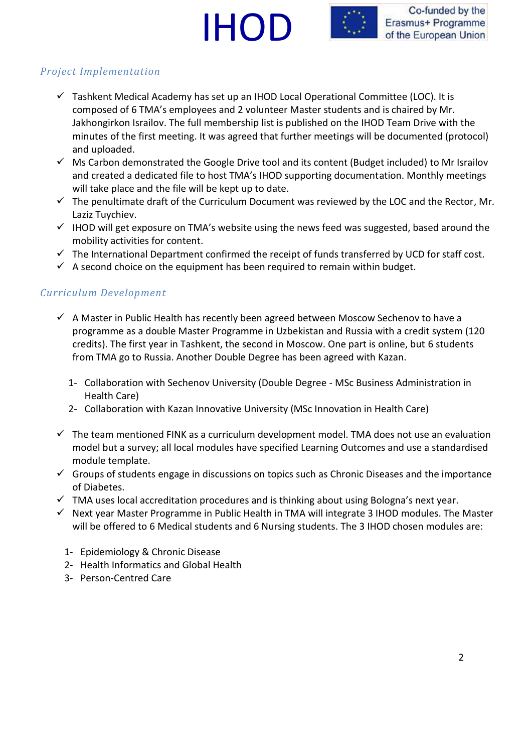## Project Implementation

- ✓ Tashkent Medical Academy has set up an IHOD Local Operational Committee (LOC). It is composed of 6 TMA's employees and 2 volunteer Master students and is chaired by Mr. Jakhongirkon Israilov. The full membership list is published on the IHOD Team Drive with the minutes of the first meeting. It was agreed that further meetings will be documented (protocol) and uploaded.
- ✓ Ms Carbon demonstrated the Google Drive tool and its content (Budget included) to Mr Israilov and created a dedicated file to host TMA's IHOD supporting documentation. Monthly meetings will take place and the file will be kept up to date.
- ✓ The penultimate draft of the Curriculum Document was reviewed by the LOC and the Rector, Mr. Laziz Tuychiev.
- ✓ IHOD will get exposure on TMA's website using the news feed was suggested, based around the mobility activities for content.
- ✓ The International Department confirmed the receipt of funds transferred by UCD for staff cost.
- ✓ A second choice on the equipment has been required to remain within budget.

## Curriculum Development

- ✓ A Master in Public Health has recently been agreed between Moscow Sechenov to have a programme as a double Master Programme in Uzbekistan and Russia with a credit system (120 credits). The first year in Tashkent, the second in Moscow. One part is online, but 6 students from TMA go to Russia. Another Double Degree has been agreed with Kazan.

  1- Collaboration with Sechenov University (Double Degree - MSc Business Administration in Health Care)
  2- Collaboration with Kazan Innovative University (MSc Innovation in Health Care)

- ✓ The team mentioned FINK as a curriculum development model. TMA does not use an evaluation model but a survey; all local modules have specified Learning Outcomes and use a standardised module template.
- ✓ Groups of students engage in discussions on topics such as Chronic Diseases and the importance of Diabetes.
- ✓ TMA uses local accreditation procedures and is thinking about using Bologna's next year.
- ✓ Next year Master Programme in Public Health in TMA will integrate 3 IHOD modules. The Master will be offered to 6 Medical students and 6 Nursing students. The 3 IHOD chosen modules are:

  1- Epidemiology & Chronic Disease
  2- Health Informatics and Global Health
  3- Person-Centred Care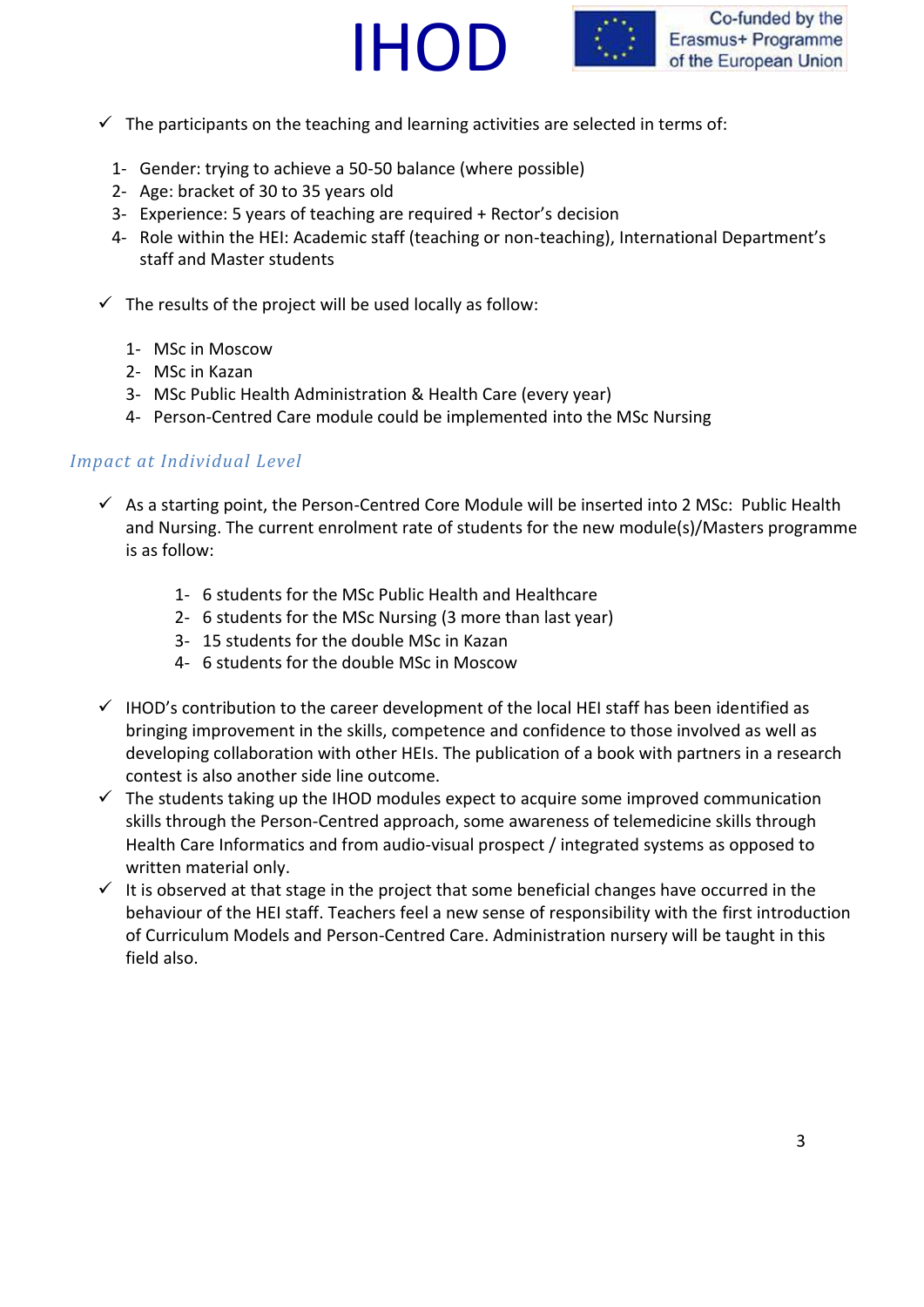- ✓ The participants on the teaching and learning activities are selected in terms of:

  1- Gender: trying to achieve a 50-50 balance (where possible)
  2- Age: bracket of 30 to 35 years old
  3- Experience: 5 years of teaching are required + Rector's decision
  4- Role within the HEI: Academic staff (teaching or non-teaching), International Department's staff and Master students

- ✓ The results of the project will be used locally as follow:

  1- MSc in Moscow
  2- MSc in Kazan
  3- MSc Public Health Administration & Health Care (every year)
  4- Person-Centred Care module could be implemented into the MSc Nursing

## *Impact at Individual Level*

- ✓ As a starting point, the Person-Centred Core Module will be inserted into 2 MSc: Public Health and Nursing. The current enrolment rate of students for the new module(s)/Masters programme is as follow:

  1- 6 students for the MSc Public Health and Healthcare
  2- 6 students for the MSc Nursing (3 more than last year)
  3- 15 students for the double MSc in Kazan
  4- 6 students for the double MSc in Moscow

- ✓ IHOD's contribution to the career development of the local HEI staff has been identified as bringing improvement in the skills, competence and confidence to those involved as well as developing collaboration with other HEIs. The publication of a book with partners in a research contest is also another side line outcome.
- ✓ The students taking up the IHOD modules expect to acquire some improved communication skills through the Person-Centred approach, some awareness of telemedicine skills through Health Care Informatics and from audio-visual prospect / integrated systems as opposed to written material only.
- ✓ It is observed at that stage in the project that some beneficial changes have occurred in the behaviour of the HEI staff. Teachers feel a new sense of responsibility with the first introduction of Curriculum Models and Person-Centred Care. Administration nursery will be taught in this field also.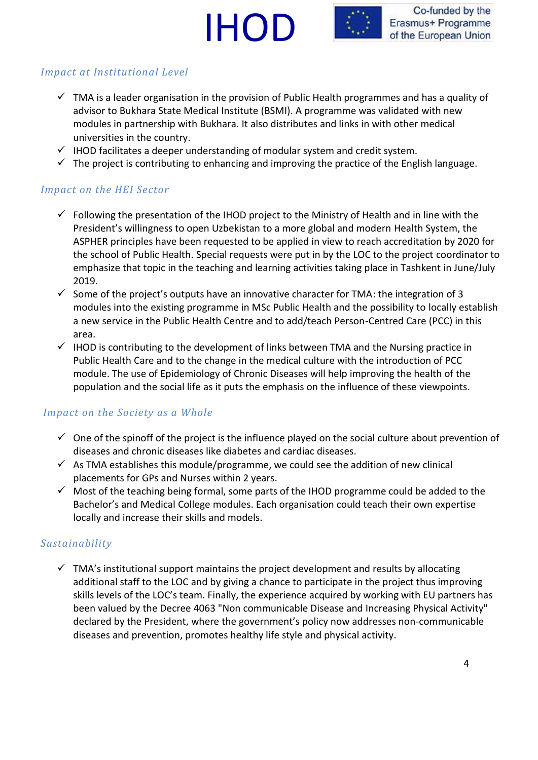### *Impact at Institutional Level*

- ✓ TMA is a leader organisation in the provision of Public Health programmes and has a quality of advisor to Bukhara State Medical Institute (BSMI). A programme was validated with new modules in partnership with Bukhara. It also distributes and links in with other medical universities in the country.
- ✓ IHOD facilitates a deeper understanding of modular system and credit system.
- ✓ The project is contributing to enhancing and improving the practice of the English language.

### *Impact on the HEI Sector*

- ✓ Following the presentation of the IHOD project to the Ministry of Health and in line with the President's willingness to open Uzbekistan to a more global and modern Health System, the ASPHER principles have been requested to be applied in view to reach accreditation by 2020 for the school of Public Health. Special requests were put in by the LOC to the project coordinator to emphasize that topic in the teaching and learning activities taking place in Tashkent in June/July 2019.
- ✓ Some of the project's outputs have an innovative character for TMA: the integration of 3 modules into the existing programme in MSc Public Health and the possibility to locally establish a new service in the Public Health Centre and to add/teach Person-Centred Care (PCC) in this area.
- ✓ IHOD is contributing to the development of links between TMA and the Nursing practice in Public Health Care and to the change in the medical culture with the introduction of PCC module. The use of Epidemiology of Chronic Diseases will help improving the health of the population and the social life as it puts the emphasis on the influence of these viewpoints.

### *Impact on the Society as a Whole*

- ✓ One of the spinoff of the project is the influence played on the social culture about prevention of diseases and chronic diseases like diabetes and cardiac diseases.
- ✓ As TMA establishes this module/programme, we could see the addition of new clinical placements for GPs and Nurses within 2 years.
- ✓ Most of the teaching being formal, some parts of the IHOD programme could be added to the Bachelor's and Medical College modules. Each organisation could teach their own expertise locally and increase their skills and models.

### *Sustainability*

- ✓ TMA's institutional support maintains the project development and results by allocating additional staff to the LOC and by giving a chance to participate in the project thus improving skills levels of the LOC's team. Finally, the experience acquired by working with EU partners has been valued by the Decree 4063 "Non communicable Disease and Increasing Physical Activity" declared by the President, where the government's policy now addresses non-communicable diseases and prevention, promotes healthy life style and physical activity.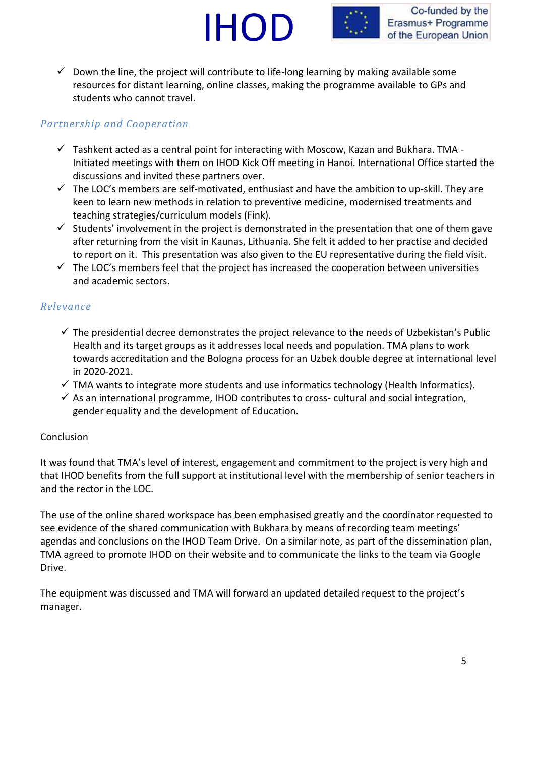- ✓ Down the line, the project will contribute to life-long learning by making available some resources for distant learning, online classes, making the programme available to GPs and students who cannot travel.

### *Partnership and Cooperation*

- ✓ Tashkent acted as a central point for interacting with Moscow, Kazan and Bukhara. TMA - Initiated meetings with them on IHOD Kick Off meeting in Hanoi. International Office started the discussions and invited these partners over.
- ✓ The LOC's members are self-motivated, enthusiast and have the ambition to up-skill. They are keen to learn new methods in relation to preventive medicine, modernised treatments and teaching strategies/curriculum models (Fink).
- ✓ Students' involvement in the project is demonstrated in the presentation that one of them gave after returning from the visit in Kaunas, Lithuania. She felt it added to her practise and decided to report on it. This presentation was also given to the EU representative during the field visit.
- ✓ The LOC's members feel that the project has increased the cooperation between universities and academic sectors.

### *Relevance*

- ✓ The presidential decree demonstrates the project relevance to the needs of Uzbekistan's Public Health and its target groups as it addresses local needs and population. TMA plans to work towards accreditation and the Bologna process for an Uzbek double degree at international level in 2020-2021.
- ✓ TMA wants to integrate more students and use informatics technology (Health Informatics).
- ✓ As an international programme, IHOD contributes to cross- cultural and social integration, gender equality and the development of Education.

### Conclusion

It was found that TMA's level of interest, engagement and commitment to the project is very high and that IHOD benefits from the full support at institutional level with the membership of senior teachers in and the rector in the LOC.

The use of the online shared workspace has been emphasised greatly and the coordinator requested to see evidence of the shared communication with Bukhara by means of recording team meetings' agendas and conclusions on the IHOD Team Drive. On a similar note, as part of the dissemination plan, TMA agreed to promote IHOD on their website and to communicate the links to the team via Google Drive.

The equipment was discussed and TMA will forward an updated detailed request to the project's manager.